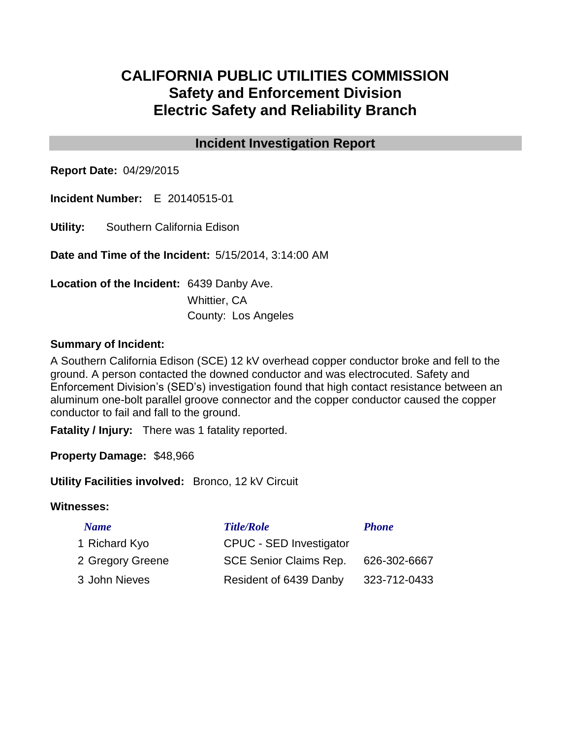# CALIFORNIA PUBLIC UTILITIES COMMISSION
## Safety and Enforcement Division
## Electric Safety and Reliability Branch

### Incident Investigation Report

**Report Date:** 04/29/2015

**Incident Number:** E 20140515-01

**Utility:** Southern California Edison

**Date and Time of the Incident:** 5/15/2014, 3:14:00 AM

**Location of the Incident:** 6439 Danby Ave.
Whittier, CA
County: Los Angeles

**Summary of Incident:**

A Southern California Edison (SCE) 12 kV overhead copper conductor broke and fell to the ground. A person contacted the downed conductor and was electrocuted. Safety and Enforcement Division's (SED's) investigation found that high contact resistance between an aluminum one-bolt parallel groove connector and the copper conductor caused the copper conductor to fail and fall to the ground.

**Fatality / Injury:** There was 1 fatality reported.

**Property Damage:** $48,966

**Utility Facilities involved:** Bronco, 12 kV Circuit

**Witnesses:**

| | *Name* | *Title/Role* | *Phone* |
|---|---|---|---|
| 1 | Richard Kyo | CPUC - SED Investigator | |
| 2 | Gregory Greene | SCE Senior Claims Rep. | 626-302-6667 |
| 3 | John Nieves | Resident of 6439 Danby | 323-712-0433 |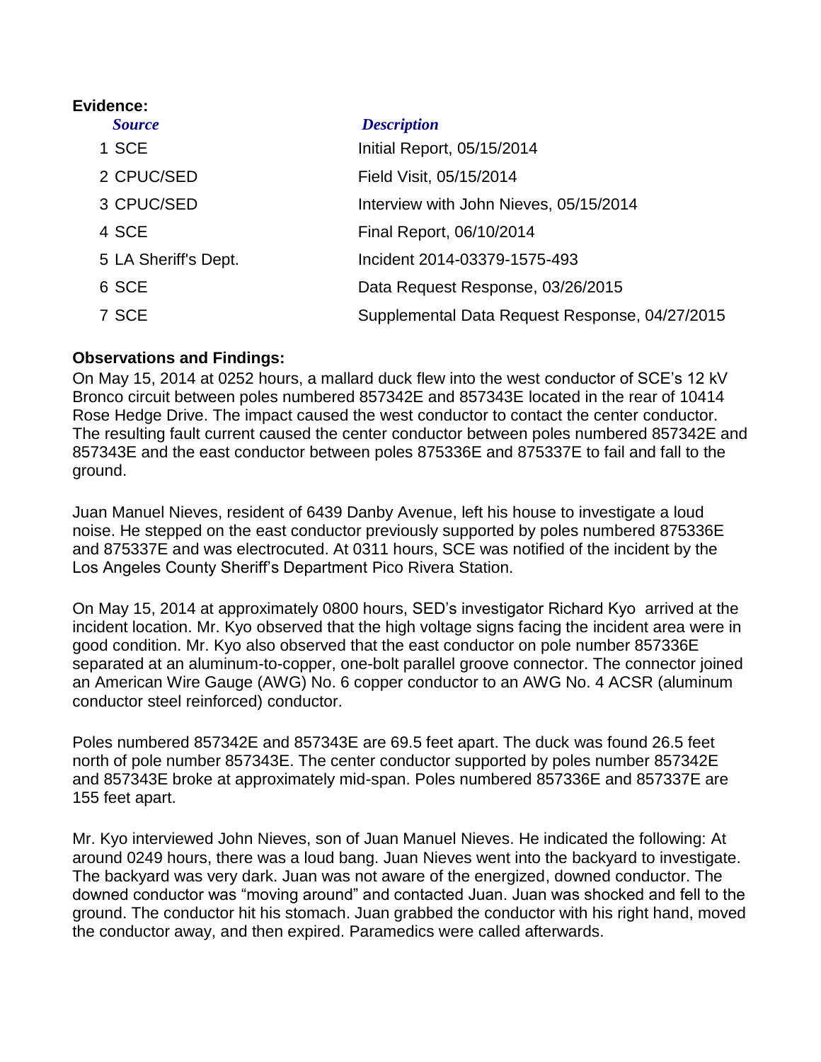**Evidence:**

| *Source* | *Description* |
|---|---|
| 1 SCE | Initial Report, 05/15/2014 |
| 2 CPUC/SED | Field Visit, 05/15/2014 |
| 3 CPUC/SED | Interview with John Nieves, 05/15/2014 |
| 4 SCE | Final Report, 06/10/2014 |
| 5 LA Sheriff's Dept. | Incident 2014-03379-1575-493 |
| 6 SCE | Data Request Response, 03/26/2015 |
| 7 SCE | Supplemental Data Request Response, 04/27/2015 |

**Observations and Findings:**

On May 15, 2014 at 0252 hours, a mallard duck flew into the west conductor of SCE's 12 kV Bronco circuit between poles numbered 857342E and 857343E located in the rear of 10414 Rose Hedge Drive. The impact caused the west conductor to contact the center conductor. The resulting fault current caused the center conductor between poles numbered 857342E and 857343E and the east conductor between poles 875336E and 875337E to fail and fall to the ground.

Juan Manuel Nieves, resident of 6439 Danby Avenue, left his house to investigate a loud noise. He stepped on the east conductor previously supported by poles numbered 875336E and 875337E and was electrocuted. At 0311 hours, SCE was notified of the incident by the Los Angeles County Sheriff's Department Pico Rivera Station.

On May 15, 2014 at approximately 0800 hours, SED's investigator Richard Kyo arrived at the incident location. Mr. Kyo observed that the high voltage signs facing the incident area were in good condition. Mr. Kyo also observed that the east conductor on pole number 857336E separated at an aluminum-to-copper, one-bolt parallel groove connector. The connector joined an American Wire Gauge (AWG) No. 6 copper conductor to an AWG No. 4 ACSR (aluminum conductor steel reinforced) conductor.

Poles numbered 857342E and 857343E are 69.5 feet apart. The duck was found 26.5 feet north of pole number 857343E. The center conductor supported by poles number 857342E and 857343E broke at approximately mid-span. Poles numbered 857336E and 857337E are 155 feet apart.

Mr. Kyo interviewed John Nieves, son of Juan Manuel Nieves. He indicated the following: At around 0249 hours, there was a loud bang. Juan Nieves went into the backyard to investigate. The backyard was very dark. Juan was not aware of the energized, downed conductor. The downed conductor was "moving around" and contacted Juan. Juan was shocked and fell to the ground. The conductor hit his stomach. Juan grabbed the conductor with his right hand, moved the conductor away, and then expired. Paramedics were called afterwards.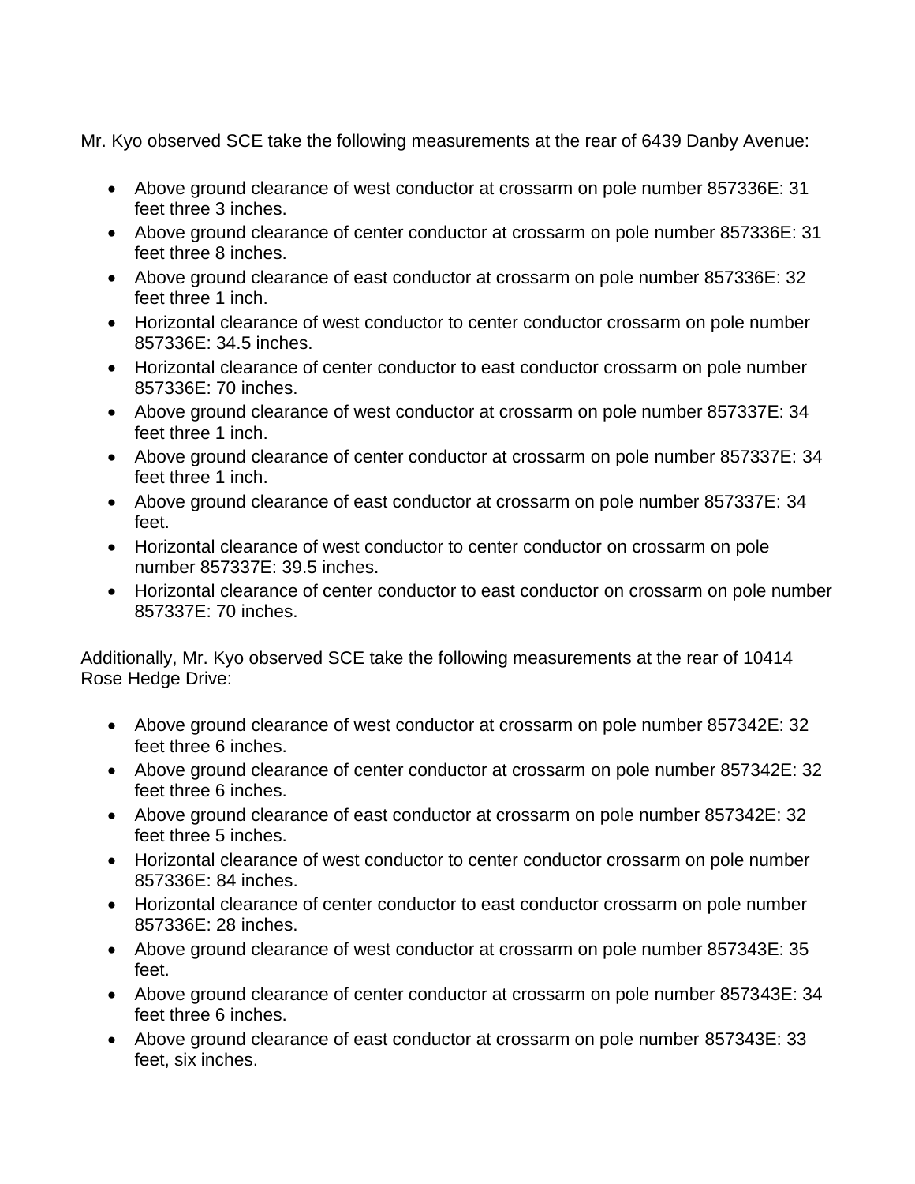Mr. Kyo observed SCE take the following measurements at the rear of 6439 Danby Avenue:

- Above ground clearance of west conductor at crossarm on pole number 857336E: 31 feet three 3 inches.
- Above ground clearance of center conductor at crossarm on pole number 857336E: 31 feet three 8 inches.
- Above ground clearance of east conductor at crossarm on pole number 857336E: 32 feet three 1 inch.
- Horizontal clearance of west conductor to center conductor crossarm on pole number 857336E: 34.5 inches.
- Horizontal clearance of center conductor to east conductor crossarm on pole number 857336E: 70 inches.
- Above ground clearance of west conductor at crossarm on pole number 857337E: 34 feet three 1 inch.
- Above ground clearance of center conductor at crossarm on pole number 857337E: 34 feet three 1 inch.
- Above ground clearance of east conductor at crossarm on pole number 857337E: 34 feet.
- Horizontal clearance of west conductor to center conductor on crossarm on pole number 857337E: 39.5 inches.
- Horizontal clearance of center conductor to east conductor on crossarm on pole number 857337E: 70 inches.

Additionally, Mr. Kyo observed SCE take the following measurements at the rear of 10414 Rose Hedge Drive:

- Above ground clearance of west conductor at crossarm on pole number 857342E: 32 feet three 6 inches.
- Above ground clearance of center conductor at crossarm on pole number 857342E: 32 feet three 6 inches.
- Above ground clearance of east conductor at crossarm on pole number 857342E: 32 feet three 5 inches.
- Horizontal clearance of west conductor to center conductor crossarm on pole number 857336E: 84 inches.
- Horizontal clearance of center conductor to east conductor crossarm on pole number 857336E: 28 inches.
- Above ground clearance of west conductor at crossarm on pole number 857343E: 35 feet.
- Above ground clearance of center conductor at crossarm on pole number 857343E: 34 feet three 6 inches.
- Above ground clearance of east conductor at crossarm on pole number 857343E: 33 feet, six inches.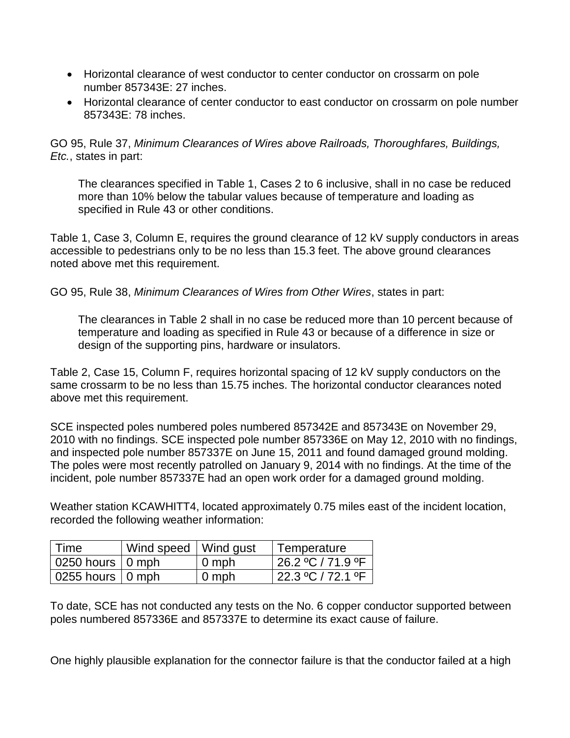- Horizontal clearance of west conductor to center conductor on crossarm on pole number 857343E: 27 inches.
- Horizontal clearance of center conductor to east conductor on crossarm on pole number 857343E: 78 inches.

GO 95, Rule 37, *Minimum Clearances of Wires above Railroads, Thoroughfares, Buildings, Etc.*, states in part:

> The clearances specified in Table 1, Cases 2 to 6 inclusive, shall in no case be reduced more than 10% below the tabular values because of temperature and loading as specified in Rule 43 or other conditions.

Table 1, Case 3, Column E, requires the ground clearance of 12 kV supply conductors in areas accessible to pedestrians only to be no less than 15.3 feet. The above ground clearances noted above met this requirement.

GO 95, Rule 38, *Minimum Clearances of Wires from Other Wires*, states in part:

> The clearances in Table 2 shall in no case be reduced more than 10 percent because of temperature and loading as specified in Rule 43 or because of a difference in size or design of the supporting pins, hardware or insulators.

Table 2, Case 15, Column F, requires horizontal spacing of 12 kV supply conductors on the same crossarm to be no less than 15.75 inches. The horizontal conductor clearances noted above met this requirement.

SCE inspected poles numbered poles numbered 857342E and 857343E on November 29, 2010 with no findings. SCE inspected pole number 857336E on May 12, 2010 with no findings, and inspected pole number 857337E on June 15, 2011 and found damaged ground molding. The poles were most recently patrolled on January 9, 2014 with no findings. At the time of the incident, pole number 857337E had an open work order for a damaged ground molding.

Weather station KCAWHITT4, located approximately 0.75 miles east of the incident location, recorded the following weather information:

| Time | Wind speed | Wind gust | Temperature |
| --- | --- | --- | --- |
| 0250 hours | 0 mph | 0 mph | 26.2 ºC / 71.9 ºF |
| 0255 hours | 0 mph | 0 mph | 22.3 ºC / 72.1 ºF |

To date, SCE has not conducted any tests on the No. 6 copper conductor supported between poles numbered 857336E and 857337E to determine its exact cause of failure.

One highly plausible explanation for the connector failure is that the conductor failed at a high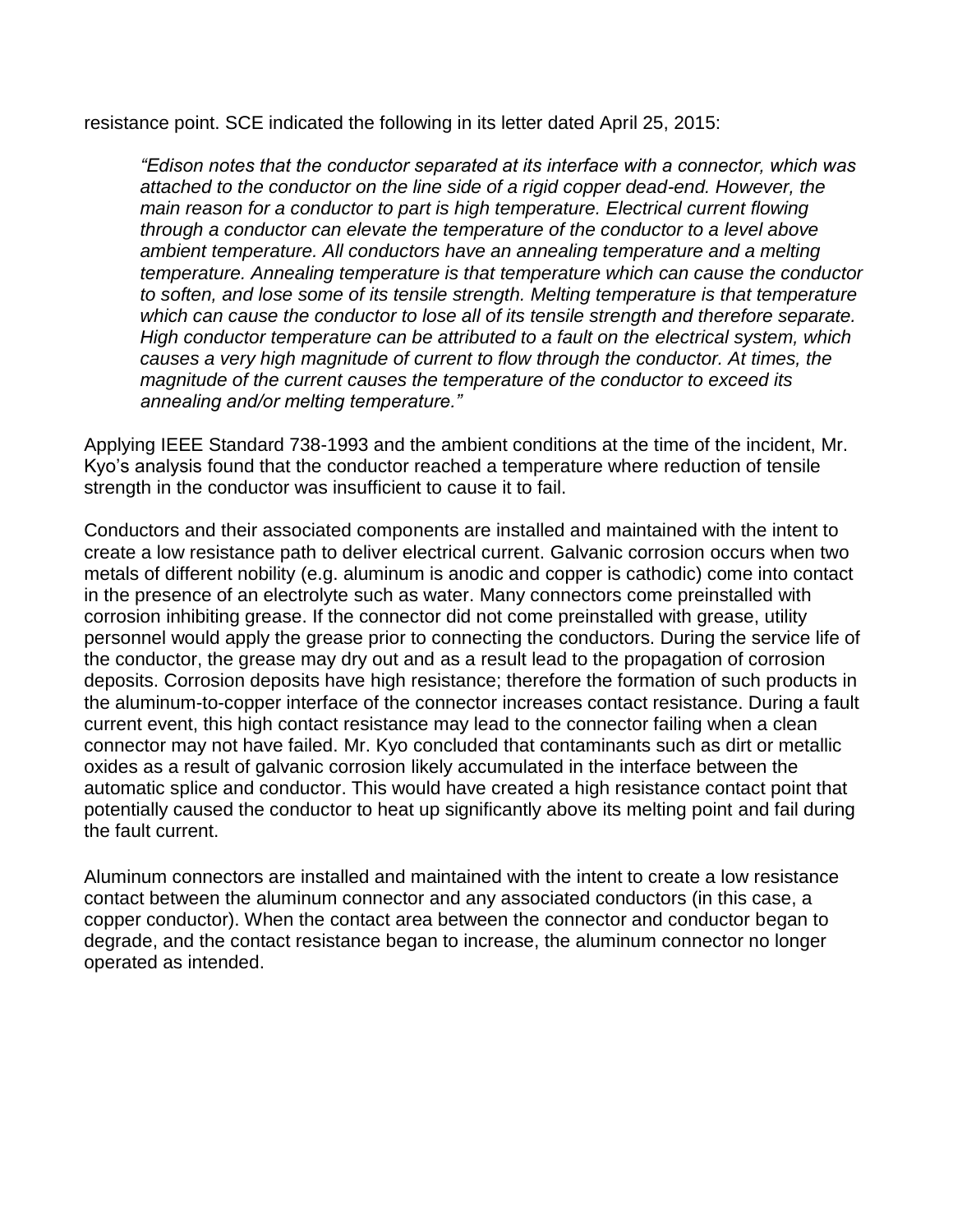resistance point. SCE indicated the following in its letter dated April 25, 2015:

> *"Edison notes that the conductor separated at its interface with a connector, which was attached to the conductor on the line side of a rigid copper dead-end. However, the main reason for a conductor to part is high temperature. Electrical current flowing through a conductor can elevate the temperature of the conductor to a level above ambient temperature. All conductors have an annealing temperature and a melting temperature. Annealing temperature is that temperature which can cause the conductor to soften, and lose some of its tensile strength. Melting temperature is that temperature which can cause the conductor to lose all of its tensile strength and therefore separate. High conductor temperature can be attributed to a fault on the electrical system, which causes a very high magnitude of current to flow through the conductor. At times, the magnitude of the current causes the temperature of the conductor to exceed its annealing and/or melting temperature."*

Applying IEEE Standard 738-1993 and the ambient conditions at the time of the incident, Mr. Kyo's analysis found that the conductor reached a temperature where reduction of tensile strength in the conductor was insufficient to cause it to fail.

Conductors and their associated components are installed and maintained with the intent to create a low resistance path to deliver electrical current. Galvanic corrosion occurs when two metals of different nobility (e.g. aluminum is anodic and copper is cathodic) come into contact in the presence of an electrolyte such as water. Many connectors come preinstalled with corrosion inhibiting grease. If the connector did not come preinstalled with grease, utility personnel would apply the grease prior to connecting the conductors. During the service life of the conductor, the grease may dry out and as a result lead to the propagation of corrosion deposits. Corrosion deposits have high resistance; therefore the formation of such products in the aluminum-to-copper interface of the connector increases contact resistance. During a fault current event, this high contact resistance may lead to the connector failing when a clean connector may not have failed. Mr. Kyo concluded that contaminants such as dirt or metallic oxides as a result of galvanic corrosion likely accumulated in the interface between the automatic splice and conductor. This would have created a high resistance contact point that potentially caused the conductor to heat up significantly above its melting point and fail during the fault current.

Aluminum connectors are installed and maintained with the intent to create a low resistance contact between the aluminum connector and any associated conductors (in this case, a copper conductor). When the contact area between the connector and conductor began to degrade, and the contact resistance began to increase, the aluminum connector no longer operated as intended.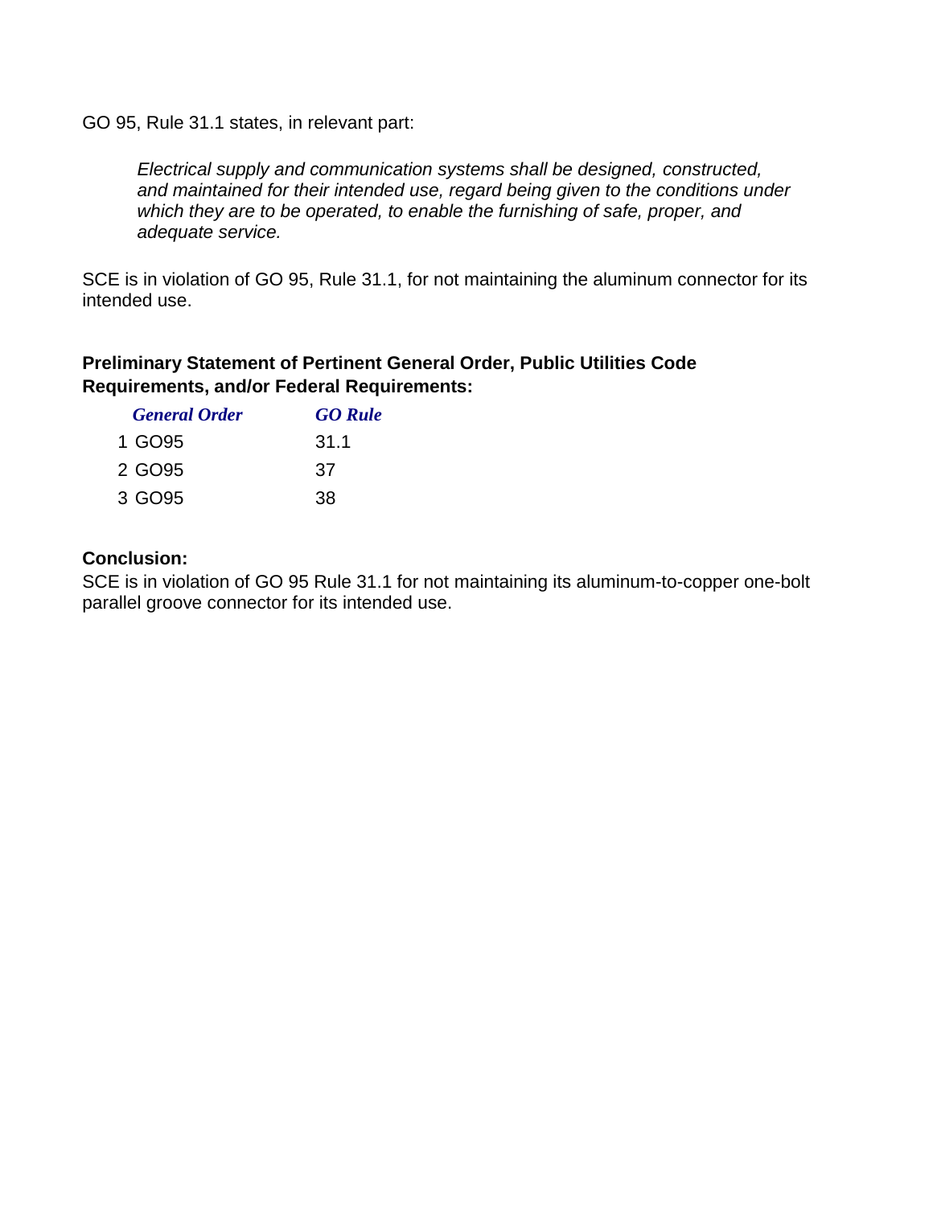GO 95, Rule 31.1 states, in relevant part:

> *Electrical supply and communication systems shall be designed, constructed, and maintained for their intended use, regard being given to the conditions under which they are to be operated, to enable the furnishing of safe, proper, and adequate service.*

SCE is in violation of GO 95, Rule 31.1, for not maintaining the aluminum connector for its intended use.

**Preliminary Statement of Pertinent General Order, Public Utilities Code Requirements, and/or Federal Requirements:**

| | *General Order* | *GO Rule* |
|---|---|---|
| 1 | GO95 | 31.1 |
| 2 | GO95 | 37 |
| 3 | GO95 | 38 |

**Conclusion:**

SCE is in violation of GO 95 Rule 31.1 for not maintaining its aluminum-to-copper one-bolt parallel groove connector for its intended use.